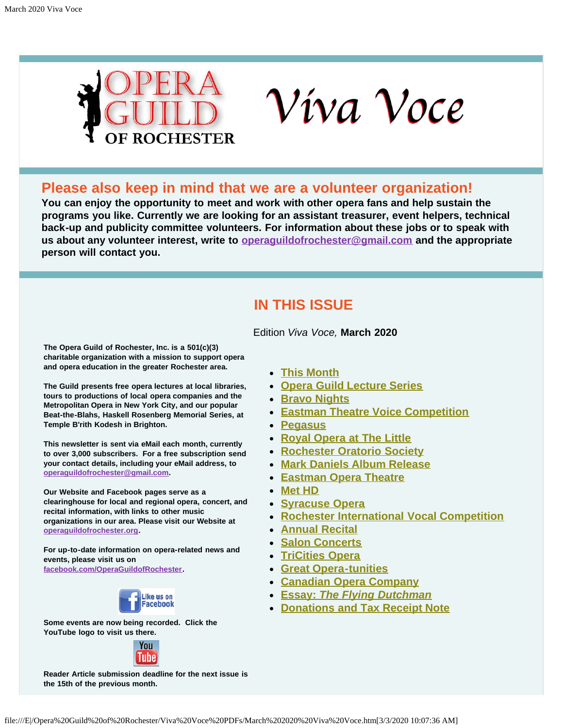# Opera Guild of Rochester — *Viva Voce*

## Please also keep in mind that we are a volunteer organization!

**You can enjoy the opportunity to meet and work with other opera fans and help sustain the programs you like. Currently we are looking for an assistant treasurer, event helpers, technical back-up and publicity committee volunteers. For information about these jobs or to speak with us about any volunteer interest, write to operaguildofrochester@gmail.com and the appropriate person will contact you.**

**The Opera Guild of Rochester, Inc. is a 501(c)(3) charitable organization with a mission to support opera and opera education in the greater Rochester area.**

**The Guild presents free opera lectures at local libraries, tours to productions of local opera companies and the Metropolitan Opera in New York City, and our popular Beat-the-Blahs, Haskell Rosenberg Memorial Series, at Temple B'rith Kodesh in Brighton.**

**This newsletter is sent via eMail each month, currently to over 3,000 subscribers. For a free subscription send your contact details, including your eMail address, to operaguildofrochester@gmail.com.**

**Our Website and Facebook pages serve as a clearinghouse for local and regional opera, concert, and recital information, with links to other music organizations in our area. Please visit our Website at operaguildofrochester.org.**

**For up-to-date information on opera-related news and events, please visit us on facebook.com/OperaGuildofRochester.**

Like us on Facebook

**Some events are now being recorded. Click the YouTube logo to visit us there.**

**Reader Article submission deadline for the next issue is the 15th of the previous month.**

## IN THIS ISSUE

Edition *Viva Voce,* **March 2020**

- This Month
- Opera Guild Lecture Series
- Bravo Nights
- Eastman Theatre Voice Competition
- Pegasus
- Royal Opera at The Little
- Rochester Oratorio Society
- Mark Daniels Album Release
- Eastman Opera Theatre
- Met HD
- Syracuse Opera
- Rochester International Vocal Competition
- Annual Recital
- Salon Concerts
- TriCities Opera
- Great Opera-tunities
- Canadian Opera Company
- Essay: *The Flying Dutchman*
- Donations and Tax Receipt Note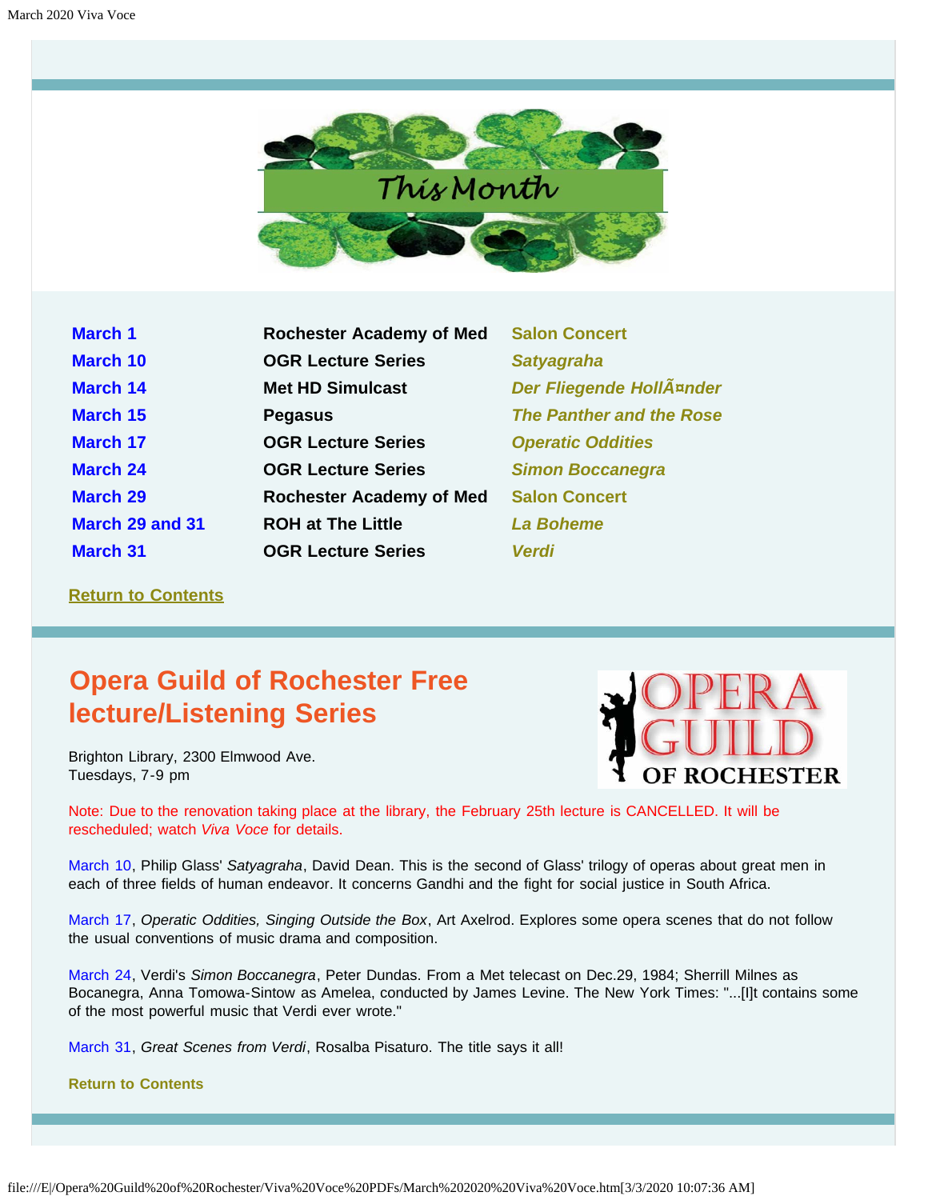## This Month

| | | |
|---|---|---|
| **March 1** | **Rochester Academy of Med** | **Salon Concert** |
| **March 10** | **OGR Lecture Series** | ***Satyagraha*** |
| **March 14** | **Met HD Simulcast** | ***Der Fliegende HollÃ¤nder*** |
| **March 15** | **Pegasus** | ***The Panther and the Rose*** |
| **March 17** | **OGR Lecture Series** | ***Operatic Oddities*** |
| **March 24** | **OGR Lecture Series** | ***Simon Boccanegra*** |
| **March 29** | **Rochester Academy of Med** | **Salon Concert** |
| **March 29 and 31** | **ROH at The Little** | ***La Boheme*** |
| **March 31** | **OGR Lecture Series** | ***Verdi*** |

**Return to Contents**

## Opera Guild of Rochester Free lecture/Listening Series

Brighton Library, 2300 Elmwood Ave.
Tuesdays, 7-9 pm

Note: Due to the renovation taking place at the library, the February 25th lecture is CANCELLED. It will be rescheduled; watch *Viva Voce* for details.

March 10, Philip Glass' *Satyagraha*, David Dean. This is the second of Glass' trilogy of operas about great men in each of three fields of human endeavor. It concerns Gandhi and the fight for social justice in South Africa.

March 17, *Operatic Oddities, Singing Outside the Box*, Art Axelrod. Explores some opera scenes that do not follow the usual conventions of music drama and composition.

March 24, Verdi's *Simon Boccanegra*, Peter Dundas. From a Met telecast on Dec.29, 1984; Sherrill Milnes as Bocanegra, Anna Tomowa-Sintow as Amelea, conducted by James Levine. The New York Times: "...[I]t contains some of the most powerful music that Verdi ever wrote."

March 31, *Great Scenes from Verdi*, Rosalba Pisaturo. The title says it all!

**Return to Contents**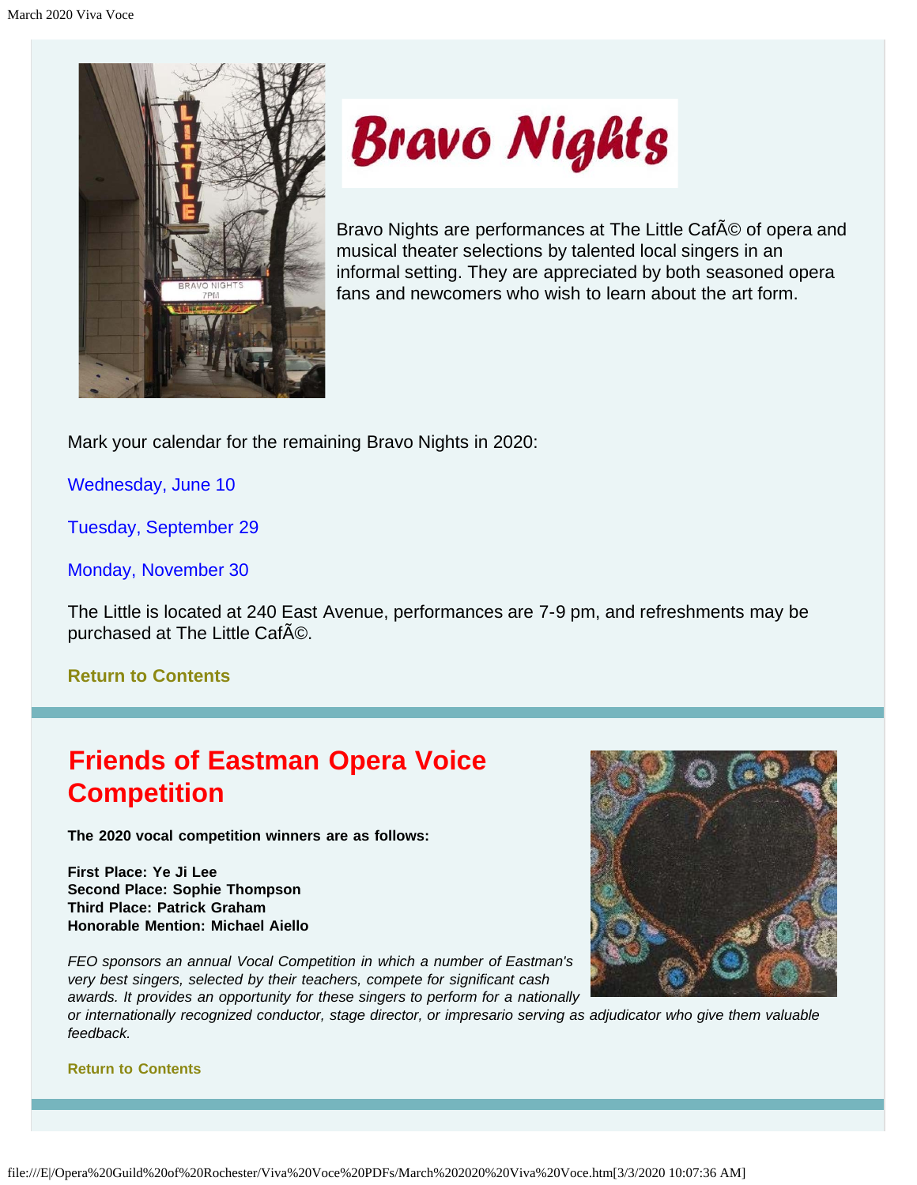# Bravo Nights

Bravo Nights are performances at The Little CafÃ© of opera and musical theater selections by talented local singers in an informal setting. They are appreciated by both seasoned opera fans and newcomers who wish to learn about the art form.

Mark your calendar for the remaining Bravo Nights in 2020:

Wednesday, June 10

Tuesday, September 29

Monday, November 30

The Little is located at 240 East Avenue, performances are 7-9 pm, and refreshments may be purchased at The Little CafÃ©.

**Return to Contents**

## Friends of Eastman Opera Voice Competition

**The 2020 vocal competition winners are as follows:**

**First Place: Ye Ji Lee**
**Second Place: Sophie Thompson**
**Third Place: Patrick Graham**
**Honorable Mention: Michael Aiello**

*FEO sponsors an annual Vocal Competition in which a number of Eastman's very best singers, selected by their teachers, compete for significant cash awards. It provides an opportunity for these singers to perform for a nationally or internationally recognized conductor, stage director, or impresario serving as adjudicator who give them valuable feedback.*

**Return to Contents**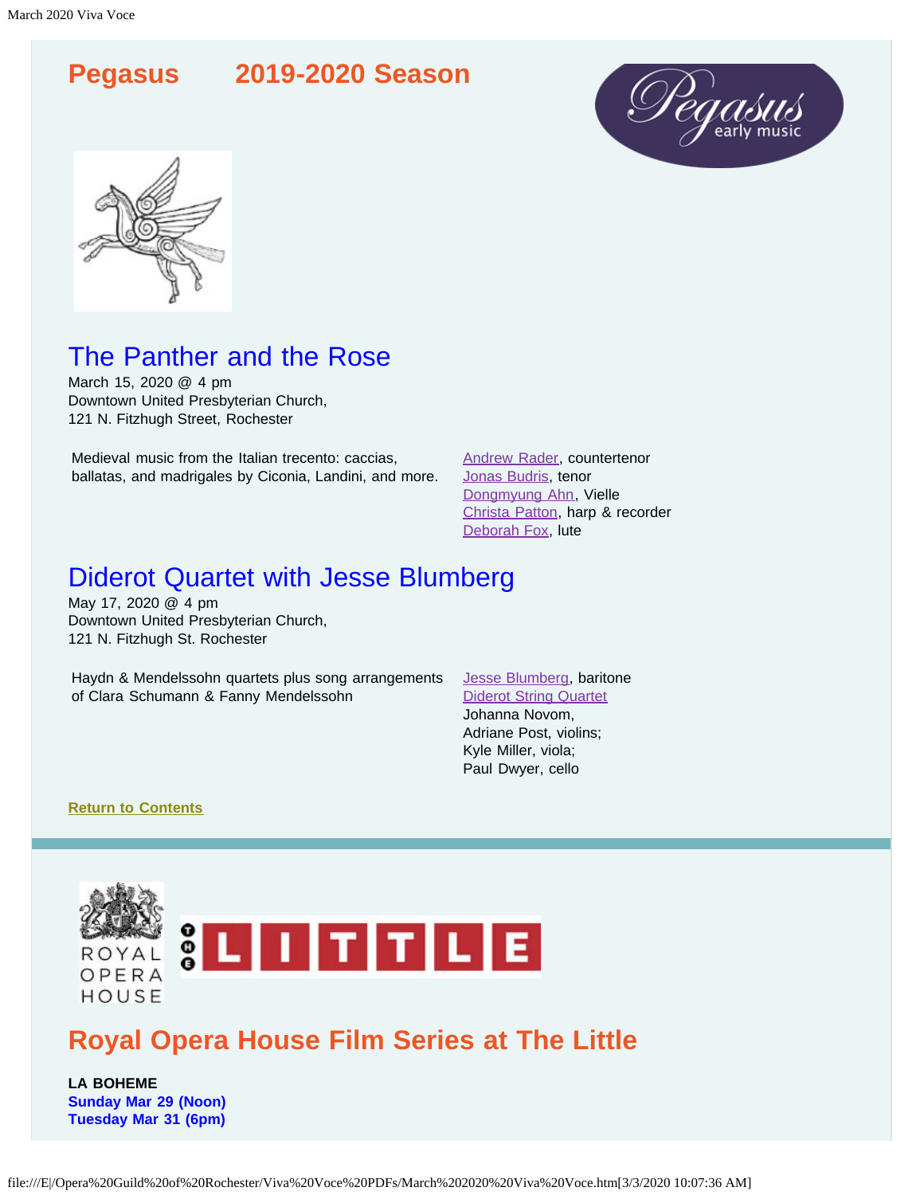# Pegasus 2019-2020 Season

## The Panther and the Rose

March 15, 2020 @ 4 pm
Downtown United Presbyterian Church,
121 N. Fitzhugh Street, Rochester

Medieval music from the Italian trecento: caccias, ballatas, and madrigales by Ciconia, Landini, and more.

Andrew Rader, countertenor
Jonas Budris, tenor
Dongmyung Ahn, Vielle
Christa Patton, harp & recorder
Deborah Fox, lute

## Diderot Quartet with Jesse Blumberg

May 17, 2020 @ 4 pm
Downtown United Presbyterian Church,
121 N. Fitzhugh St. Rochester

Haydn & Mendelssohn quartets plus song arrangements of Clara Schumann & Fanny Mendelssohn

Jesse Blumberg, baritone
Diderot String Quartet
Johanna Novom,
Adriane Post, violins;
Kyle Miller, viola;
Paul Dwyer, cello

**Return to Contents**

---

# Royal Opera House Film Series at The Little

**LA BOHEME**
**Sunday Mar 29 (Noon)**
**Tuesday Mar 31 (6pm)**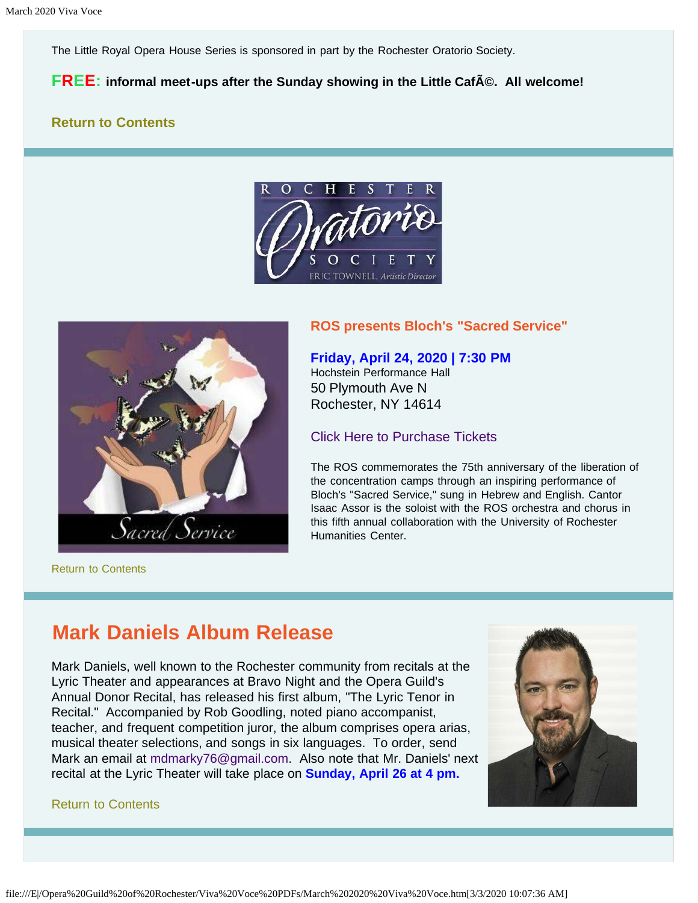The Little Royal Opera House Series is sponsored in part by the Rochester Oratorio Society.

**FREE: informal meet-ups after the Sunday showing in the Little CafÃ©. All welcome!**

**Return to Contents**

**ROS presents Bloch's "Sacred Service"**

**Friday, April 24, 2020 | 7:30 PM**
Hochstein Performance Hall
50 Plymouth Ave N
Rochester, NY 14614

Click Here to Purchase Tickets

The ROS commemorates the 75th anniversary of the liberation of the concentration camps through an inspiring performance of Bloch's "Sacred Service," sung in Hebrew and English. Cantor Isaac Assor is the soloist with the ROS orchestra and chorus in this fifth annual collaboration with the University of Rochester Humanities Center.

Return to Contents

## Mark Daniels Album Release

Mark Daniels, well known to the Rochester community from recitals at the Lyric Theater and appearances at Bravo Night and the Opera Guild's Annual Donor Recital, has released his first album, "The Lyric Tenor in Recital." Accompanied by Rob Goodling, noted piano accompanist, teacher, and frequent competition juror, the album comprises opera arias, musical theater selections, and songs in six languages. To order, send Mark an email at mdmarky76@gmail.com. Also note that Mr. Daniels' next recital at the Lyric Theater will take place on **Sunday, April 26 at 4 pm.**

Return to Contents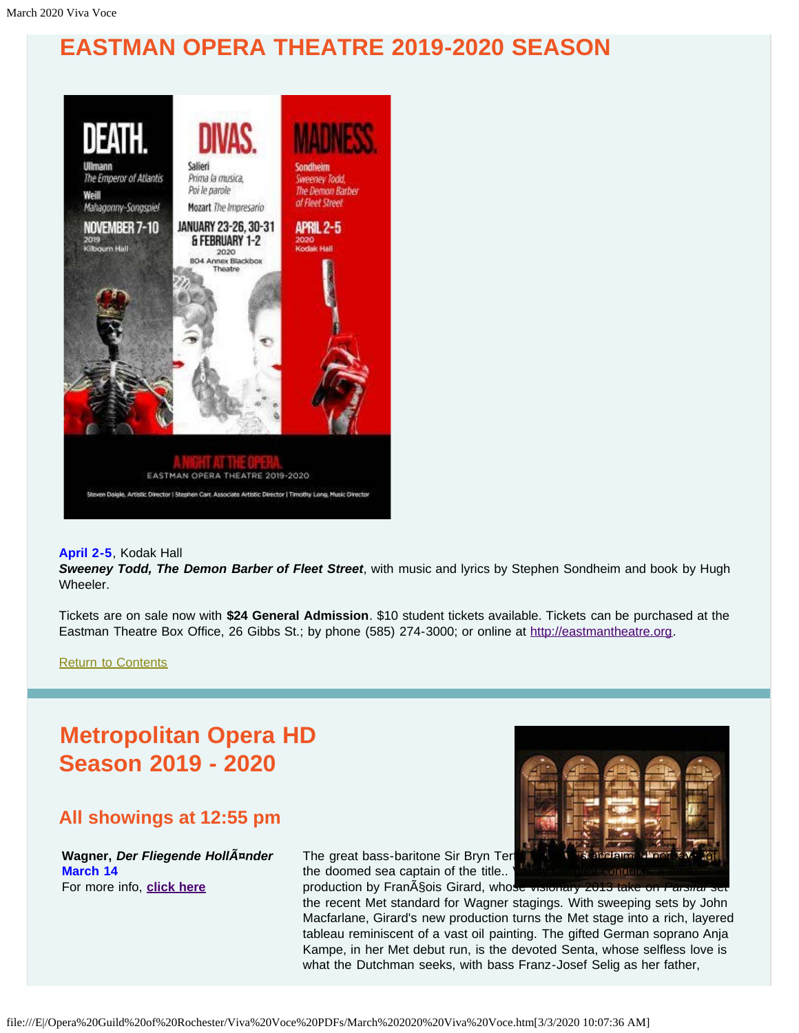# EASTMAN OPERA THEATRE 2019-2020 SEASON

**April 2-5**, Kodak Hall
***Sweeney Todd, The Demon Barber of Fleet Street***, with music and lyrics by Stephen Sondheim and book by Hugh Wheeler.

Tickets are on sale now with **$24 General Admission**. $10 student tickets available. Tickets can be purchased at the Eastman Theatre Box Office, 26 Gibbs St.; by phone (585) 274-3000; or online at http://eastmantheatre.org.

Return to Contents

# Metropolitan Opera HD Season 2019 - 2020

## All showings at 12:55 pm

**Wagner, *Der Fliegende HollÃ¤nder***
**March 14**
For more info, **click here**

The great bass-baritone Sir Bryn Terfel ... his acclaimed portrayal of the doomed sea captain of the title.. Valery Gergiev conducts a new production by FranÃ§ois Girard, whose visionary 2013 take on *Parsifal* set the recent Met standard for Wagner stagings. With sweeping sets by John Macfarlane, Girard's new production turns the Met stage into a rich, layered tableau reminiscent of a vast oil painting. The gifted German soprano Anja Kampe, in her Met debut run, is the devoted Senta, whose selfless love is what the Dutchman seeks, with bass Franz-Josef Selig as her father,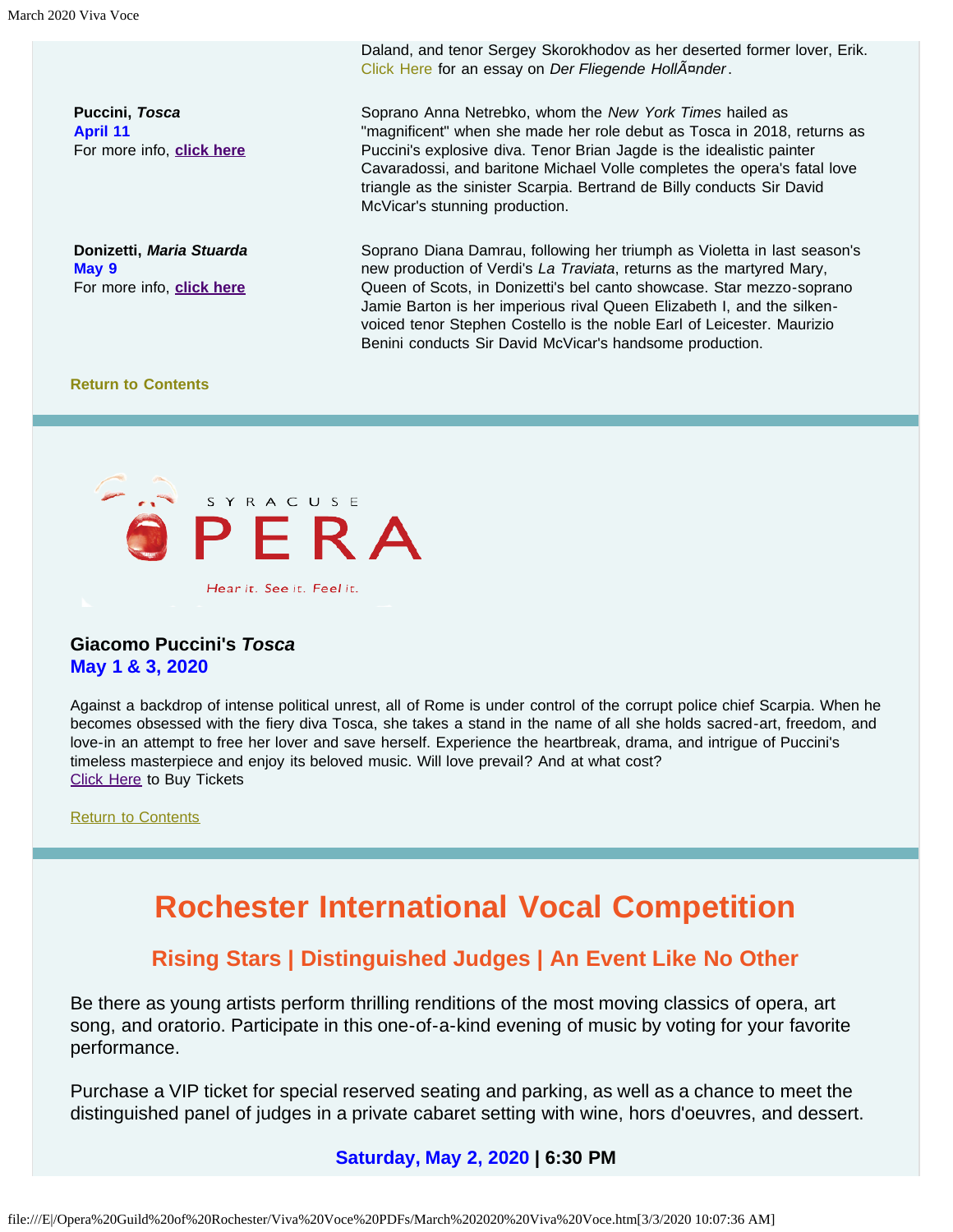Daland, and tenor Sergey Skorokhodov as her deserted former lover, Erik. Click Here for an essay on *Der Fliegende HollÃ¤nder*.

| | |
|---|---|
| **Puccini, *Tosca***<br>**April 11**<br>For more info, **click here** | Soprano Anna Netrebko, whom the *New York Times* hailed as "magnificent" when she made her role debut as Tosca in 2018, returns as Puccini's explosive diva. Tenor Brian Jagde is the idealistic painter Cavaradossi, and baritone Michael Volle completes the opera's fatal love triangle as the sinister Scarpia. Bertrand de Billy conducts Sir David McVicar's stunning production. |
| **Donizetti, *Maria Stuarda***<br>**May 9**<br>For more info, **click here** | Soprano Diana Damrau, following her triumph as Violetta in last season's new production of Verdi's *La Traviata*, returns as the martyred Mary, Queen of Scots, in Donizetti's bel canto showcase. Star mezzo-soprano Jamie Barton is her imperious rival Queen Elizabeth I, and the silken-voiced tenor Stephen Costello is the noble Earl of Leicester. Maurizio Benini conducts Sir David McVicar's handsome production. |

**Return to Contents**

SYRACUSE OPERA

Hear it. See it. Feel it.

### Giacomo Puccini's *Tosca*

**May 1 & 3, 2020**

Against a backdrop of intense political unrest, all of Rome is under control of the corrupt police chief Scarpia. When he becomes obsessed with the fiery diva Tosca, she takes a stand in the name of all she holds sacred-art, freedom, and love-in an attempt to free her lover and save herself. Experience the heartbreak, drama, and intrigue of Puccini's timeless masterpiece and enjoy its beloved music. Will love prevail? And at what cost?
Click Here to Buy Tickets

Return to Contents

# Rochester International Vocal Competition

## Rising Stars | Distinguished Judges | An Event Like No Other

Be there as young artists perform thrilling renditions of the most moving classics of opera, art song, and oratorio. Participate in this one-of-a-kind evening of music by voting for your favorite performance.

Purchase a VIP ticket for special reserved seating and parking, as well as a chance to meet the distinguished panel of judges in a private cabaret setting with wine, hors d'oeuvres, and dessert.

**Saturday, May 2, 2020 | 6:30 PM**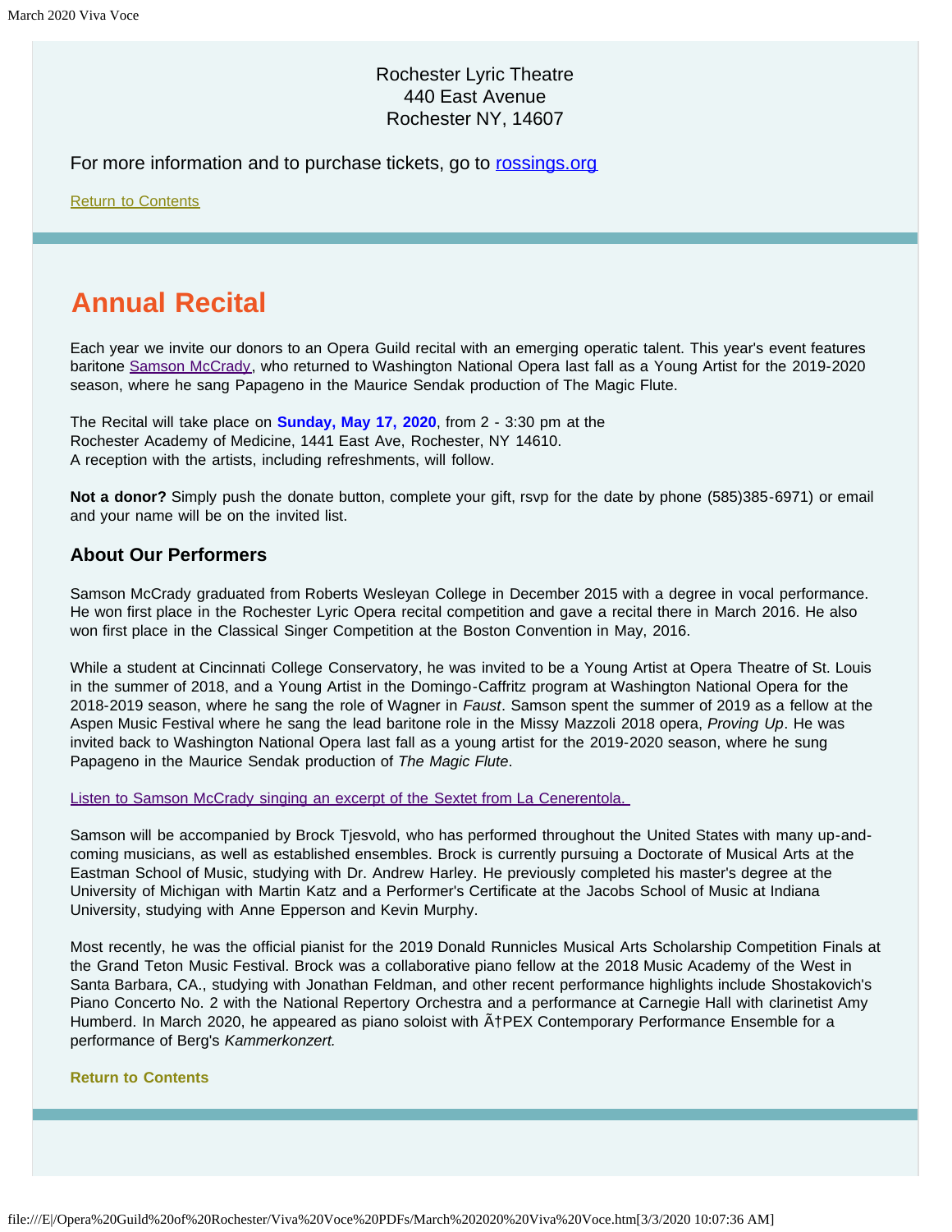Rochester Lyric Theatre
440 East Avenue
Rochester NY, 14607

For more information and to purchase tickets, go to [rossings.org](rossings.org)

Return to Contents

## Annual Recital

Each year we invite our donors to an Opera Guild recital with an emerging operatic talent. This year's event features baritone Samson McCrady, who returned to Washington National Opera last fall as a Young Artist for the 2019-2020 season, where he sang Papageno in the Maurice Sendak production of The Magic Flute.

The Recital will take place on **Sunday, May 17, 2020**, from 2 - 3:30 pm at the Rochester Academy of Medicine, 1441 East Ave, Rochester, NY 14610.
A reception with the artists, including refreshments, will follow.

**Not a donor?** Simply push the donate button, complete your gift, rsvp for the date by phone (585)385-6971) or email and your name will be on the invited list.

### About Our Performers

Samson McCrady graduated from Roberts Wesleyan College in December 2015 with a degree in vocal performance. He won first place in the Rochester Lyric Opera recital competition and gave a recital there in March 2016. He also won first place in the Classical Singer Competition at the Boston Convention in May, 2016.

While a student at Cincinnati College Conservatory, he was invited to be a Young Artist at Opera Theatre of St. Louis in the summer of 2018, and a Young Artist in the Domingo-Caffritz program at Washington National Opera for the 2018-2019 season, where he sang the role of Wagner in *Faust*. Samson spent the summer of 2019 as a fellow at the Aspen Music Festival where he sang the lead baritone role in the Missy Mazzoli 2018 opera, *Proving Up*. He was invited back to Washington National Opera last fall as a young artist for the 2019-2020 season, where he sung Papageno in the Maurice Sendak production of *The Magic Flute*.

Listen to Samson McCrady singing an excerpt of the Sextet from La Cenerentola.

Samson will be accompanied by Brock Tjesvold, who has performed throughout the United States with many up-and-coming musicians, as well as established ensembles. Brock is currently pursuing a Doctorate of Musical Arts at the Eastman School of Music, studying with Dr. Andrew Harley. He previously completed his master's degree at the University of Michigan with Martin Katz and a Performer's Certificate at the Jacobs School of Music at Indiana University, studying with Anne Epperson and Kevin Murphy.

Most recently, he was the official pianist for the 2019 Donald Runnicles Musical Arts Scholarship Competition Finals at the Grand Teton Music Festival. Brock was a collaborative piano fellow at the 2018 Music Academy of the West in Santa Barbara, CA., studying with Jonathan Feldman, and other recent performance highlights include Shostakovich's Piano Concerto No. 2 with the National Repertory Orchestra and a performance at Carnegie Hall with clarinetist Amy Humberd. In March 2020, he appeared as piano soloist with Ã†PEX Contemporary Performance Ensemble for a performance of Berg's *Kammerkonzert.*

**Return to Contents**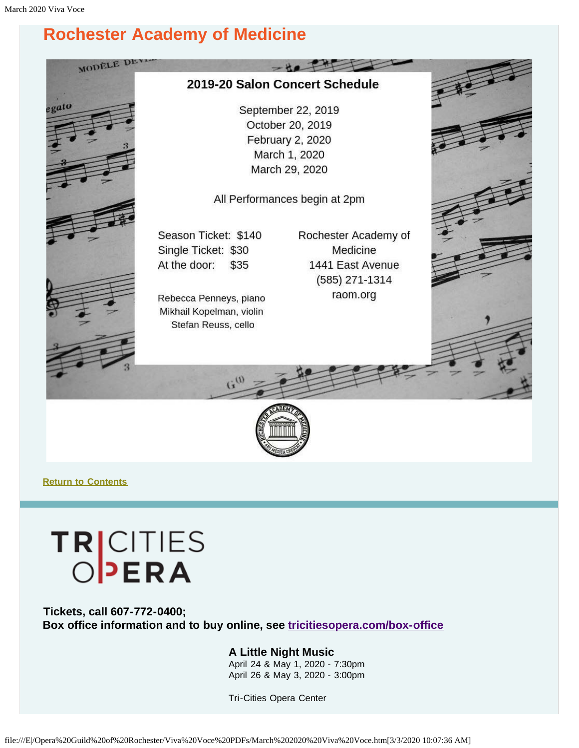## Rochester Academy of Medicine

### 2019-20 Salon Concert Schedule

September 22, 2019
October 20, 2019
February 2, 2020
March 1, 2020
March 29, 2020

All Performances begin at 2pm

Season Ticket: $140
Single Ticket: $30
At the door: $35

Rebecca Penneys, piano
Mikhail Kopelman, violin
Stefan Reuss, cello

Rochester Academy of Medicine
1441 East Avenue
(585) 271-1314
raom.org

[Return to Contents]

---

## TRI CITIES OPERA

**Tickets, call 607-772-0400;**
**Box office information and to buy online, see [tricitiesopera.com/box-office]**

**A Little Night Music**
April 24 & May 1, 2020 - 7:30pm
April 26 & May 3, 2020 - 3:00pm

Tri-Cities Opera Center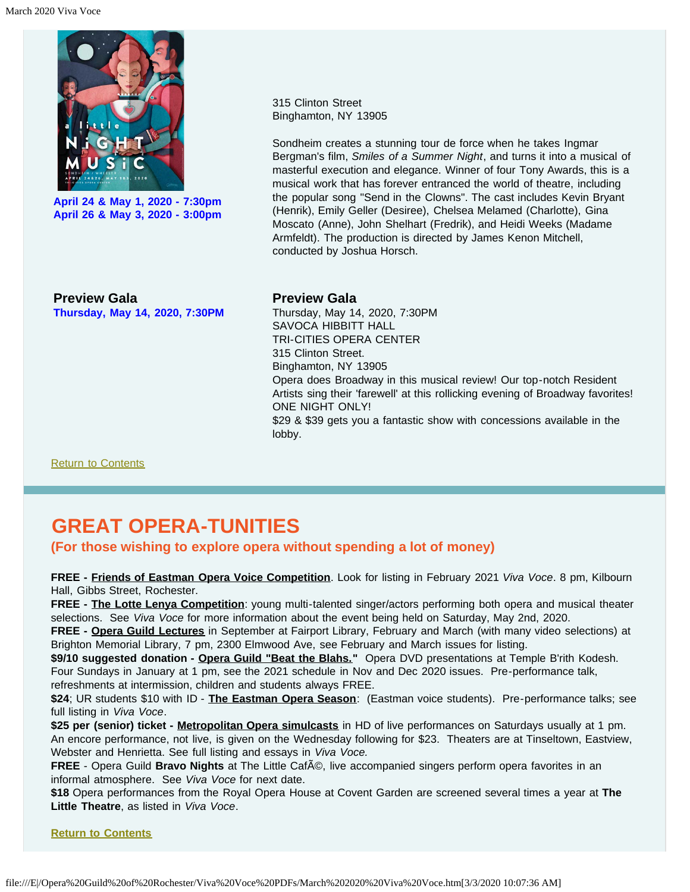April 24 & May 1, 2020 - 7:30pm
April 26 & May 3, 2020 - 3:00pm

315 Clinton Street
Binghamton, NY 13905

Sondheim creates a stunning tour de force when he takes Ingmar Bergman's film, *Smiles of a Summer Night*, and turns it into a musical of masterful execution and elegance. Winner of four Tony Awards, this is a musical work that has forever entranced the world of theatre, including the popular song "Send in the Clowns". The cast includes Kevin Bryant (Henrik), Emily Geller (Desiree), Chelsea Melamed (Charlotte), Gina Moscato (Anne), John Shelhart (Fredrik), and Heidi Weeks (Madame Armfeldt). The production is directed by James Kenon Mitchell, conducted by Joshua Horsch.

**Preview Gala**
**Thursday, May 14, 2020, 7:30PM**

**Preview Gala**
Thursday, May 14, 2020, 7:30PM
SAVOCA HIBBITT HALL
TRI-CITIES OPERA CENTER
315 Clinton Street.
Binghamton, NY 13905
Opera does Broadway in this musical review! Our top-notch Resident Artists sing their 'farewell' at this rollicking evening of Broadway favorites! ONE NIGHT ONLY!
$29 & $39 gets you a fantastic show with concessions available in the lobby.

Return to Contents

# GREAT OPERA-TUNITIES

## (For those wishing to explore opera without spending a lot of money)

**FREE - Friends of Eastman Opera Voice Competition**. Look for listing in February 2021 *Viva Voce*. 8 pm, Kilbourn Hall, Gibbs Street, Rochester.
**FREE - The Lotte Lenya Competition**: young multi-talented singer/actors performing both opera and musical theater selections. See *Viva Voce* for more information about the event being held on Saturday, May 2nd, 2020.
**FREE - Opera Guild Lectures** in September at Fairport Library, February and March (with many video selections) at Brighton Memorial Library, 7 pm, 2300 Elmwood Ave, see February and March issues for listing.
**$9/10 suggested donation - Opera Guild "Beat the Blahs."** Opera DVD presentations at Temple B'rith Kodesh. Four Sundays in January at 1 pm, see the 2021 schedule in Nov and Dec 2020 issues. Pre-performance talk, refreshments at intermission, children and students always FREE.
**$24**; UR students $10 with ID - **The Eastman Opera Season**: (Eastman voice students). Pre-performance talks; see full listing in *Viva Voce*.
**$25 per (senior) ticket - Metropolitan Opera simulcasts** in HD of live performances on Saturdays usually at 1 pm. An encore performance, not live, is given on the Wednesday following for $23. Theaters are at Tinseltown, Eastview, Webster and Henrietta. See full listing and essays in *Viva Voce.*
**FREE** - Opera Guild **Bravo Nights** at The Little CafÃ©, live accompanied singers perform opera favorites in an informal atmosphere. See *Viva Voce* for next date.
**$18** Opera performances from the Royal Opera House at Covent Garden are screened several times a year at **The Little Theatre**, as listed in *Viva Voce*.

**Return to Contents**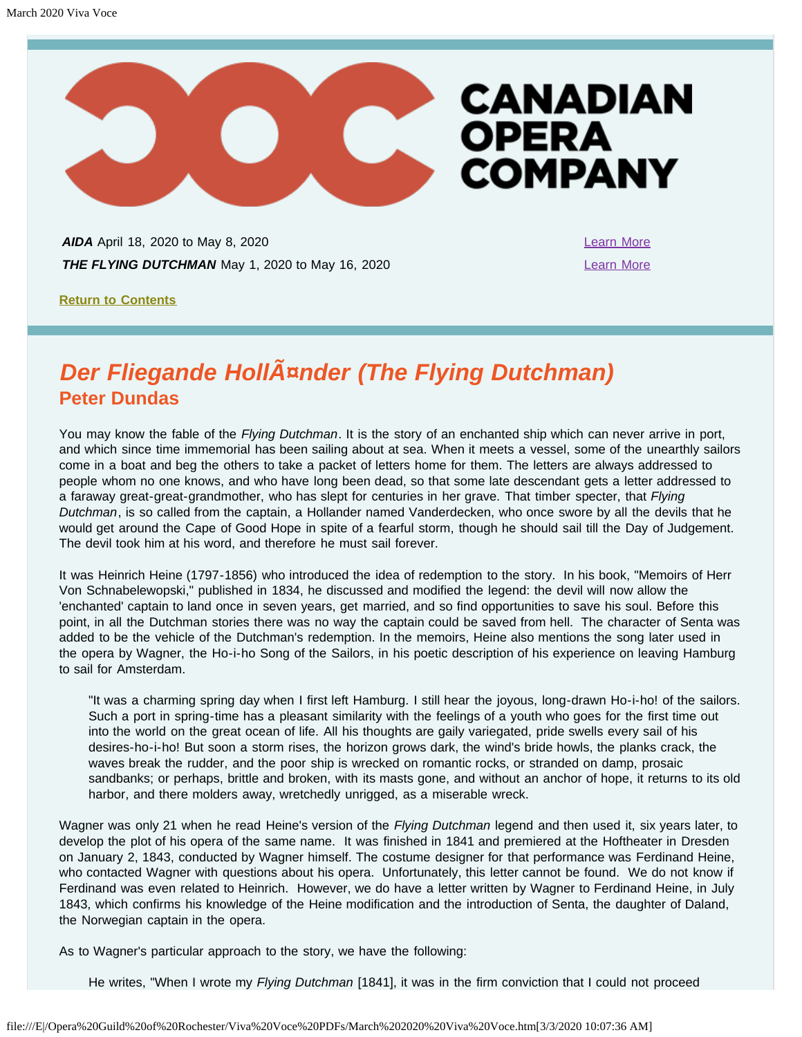**AIDA** April 18, 2020 to May 8, 2020 [Learn More](#)

**THE FLYING DUTCHMAN** May 1, 2020 to May 16, 2020 [Learn More](#)

**[Return to Contents](#)**

## *Der Fliegande HollÃ¤nder (The Flying Dutchman)*

### Peter Dundas

You may know the fable of the *Flying Dutchman*. It is the story of an enchanted ship which can never arrive in port, and which since time immemorial has been sailing about at sea. When it meets a vessel, some of the unearthly sailors come in a boat and beg the others to take a packet of letters home for them. The letters are always addressed to people whom no one knows, and who have long been dead, so that some late descendant gets a letter addressed to a faraway great-great-grandmother, who has slept for centuries in her grave. That timber specter, that *Flying Dutchman*, is so called from the captain, a Hollander named Vanderdecken, who once swore by all the devils that he would get around the Cape of Good Hope in spite of a fearful storm, though he should sail till the Day of Judgement. The devil took him at his word, and therefore he must sail forever.

It was Heinrich Heine (1797-1856) who introduced the idea of redemption to the story. In his book, "Memoirs of Herr Von Schnabelewopski," published in 1834, he discussed and modified the legend: the devil will now allow the 'enchanted' captain to land once in seven years, get married, and so find opportunities to save his soul. Before this point, in all the Dutchman stories there was no way the captain could be saved from hell. The character of Senta was added to be the vehicle of the Dutchman's redemption. In the memoirs, Heine also mentions the song later used in the opera by Wagner, the Ho-i-ho Song of the Sailors, in his poetic description of his experience on leaving Hamburg to sail for Amsterdam.

> "It was a charming spring day when I first left Hamburg. I still hear the joyous, long-drawn Ho-i-ho! of the sailors. Such a port in spring-time has a pleasant similarity with the feelings of a youth who goes for the first time out into the world on the great ocean of life. All his thoughts are gaily variegated, pride swells every sail of his desires-ho-i-ho! But soon a storm rises, the horizon grows dark, the wind's bride howls, the planks crack, the waves break the rudder, and the poor ship is wrecked on romantic rocks, or stranded on damp, prosaic sandbanks; or perhaps, brittle and broken, with its masts gone, and without an anchor of hope, it returns to its old harbor, and there molders away, wretchedly unrigged, as a miserable wreck.

Wagner was only 21 when he read Heine's version of the *Flying Dutchman* legend and then used it, six years later, to develop the plot of his opera of the same name. It was finished in 1841 and premiered at the Hoftheater in Dresden on January 2, 1843, conducted by Wagner himself. The costume designer for that performance was Ferdinand Heine, who contacted Wagner with questions about his opera. Unfortunately, this letter cannot be found. We do not know if Ferdinand was even related to Heinrich. However, we do have a letter written by Wagner to Ferdinand Heine, in July 1843, which confirms his knowledge of the Heine modification and the introduction of Senta, the daughter of Daland, the Norwegian captain in the opera.

As to Wagner's particular approach to the story, we have the following:

> He writes, "When I wrote my *Flying Dutchman* [1841], it was in the firm conviction that I could not proceed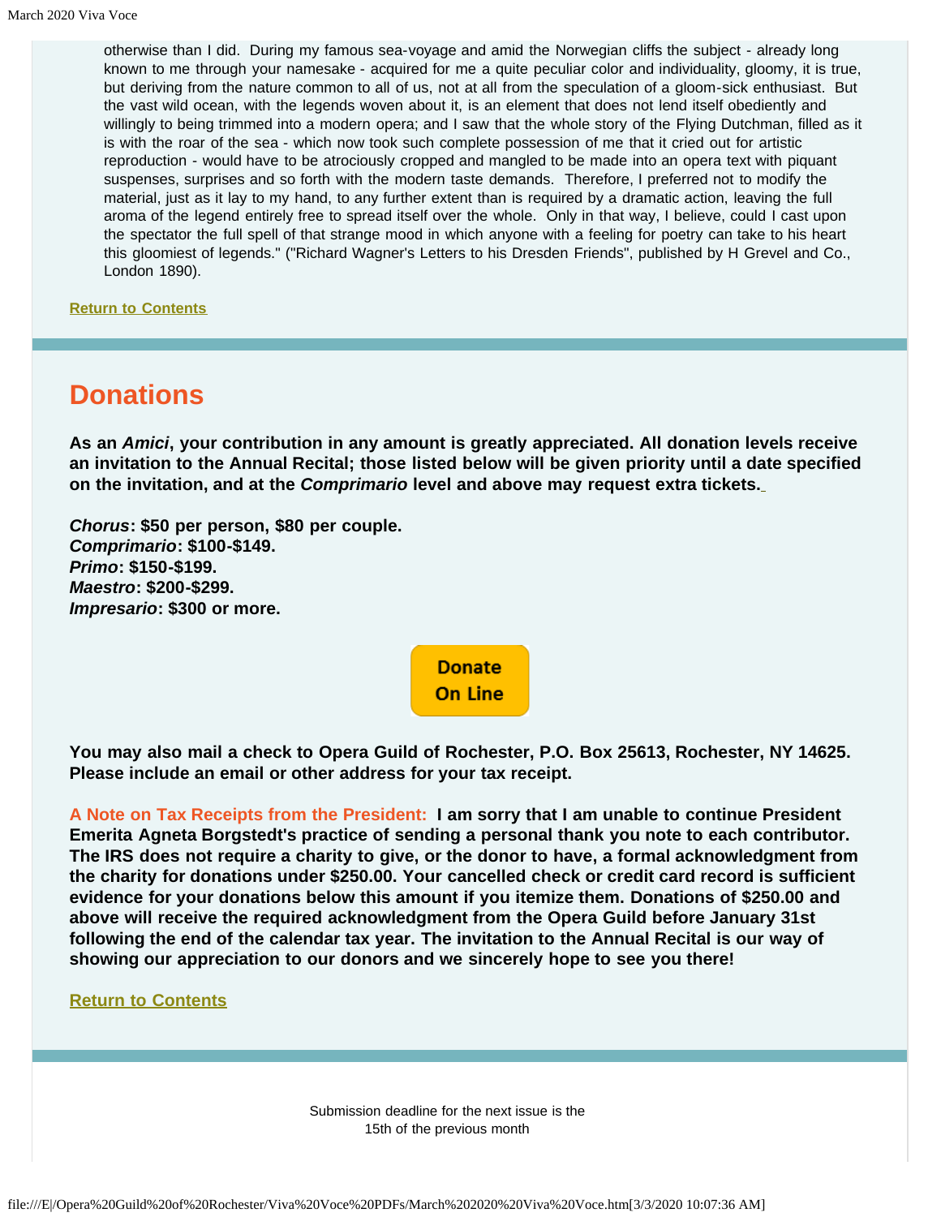otherwise than I did. During my famous sea-voyage and amid the Norwegian cliffs the subject - already long known to me through your namesake - acquired for me a quite peculiar color and individuality, gloomy, it is true, but deriving from the nature common to all of us, not at all from the speculation of a gloom-sick enthusiast. But the vast wild ocean, with the legends woven about it, is an element that does not lend itself obediently and willingly to being trimmed into a modern opera; and I saw that the whole story of the Flying Dutchman, filled as it is with the roar of the sea - which now took such complete possession of me that it cried out for artistic reproduction - would have to be atrociously cropped and mangled to be made into an opera text with piquant suspenses, surprises and so forth with the modern taste demands. Therefore, I preferred not to modify the material, just as it lay to my hand, to any further extent than is required by a dramatic action, leaving the full aroma of the legend entirely free to spread itself over the whole. Only in that way, I believe, could I cast upon the spectator the full spell of that strange mood in which anyone with a feeling for poetry can take to his heart this gloomiest of legends." ("Richard Wagner's Letters to his Dresden Friends", published by H Grevel and Co., London 1890).

**Return to Contents**

## Donations

**As an *Amici*, your contribution in any amount is greatly appreciated. All donation levels receive an invitation to the Annual Recital; those listed below will be given priority until a date specified on the invitation, and at the *Comprimario* level and above may request extra tickets.**

***Chorus*: $50 per person, $80 per couple.**
***Comprimario*: $100-$149.**
***Primo*: $150-$199.**
***Maestro*: $200-$299.**
***Impresario*: $300 or more.**

Donate On Line

**You may also mail a check to Opera Guild of Rochester, P.O. Box 25613, Rochester, NY 14625. Please include an email or other address for your tax receipt.**

A Note on Tax Receipts from the President: **I am sorry that I am unable to continue President Emerita Agneta Borgstedt's practice of sending a personal thank you note to each contributor. The IRS does not require a charity to give, or the donor to have, a formal acknowledgment from the charity for donations under $250.00. Your cancelled check or credit card record is sufficient evidence for your donations below this amount if you itemize them. Donations of $250.00 and above will receive the required acknowledgment from the Opera Guild before January 31st following the end of the calendar tax year. The invitation to the Annual Recital is our way of showing our appreciation to our donors and we sincerely hope to see you there!**

**Return to Contents**

Submission deadline for the next issue is the 15th of the previous month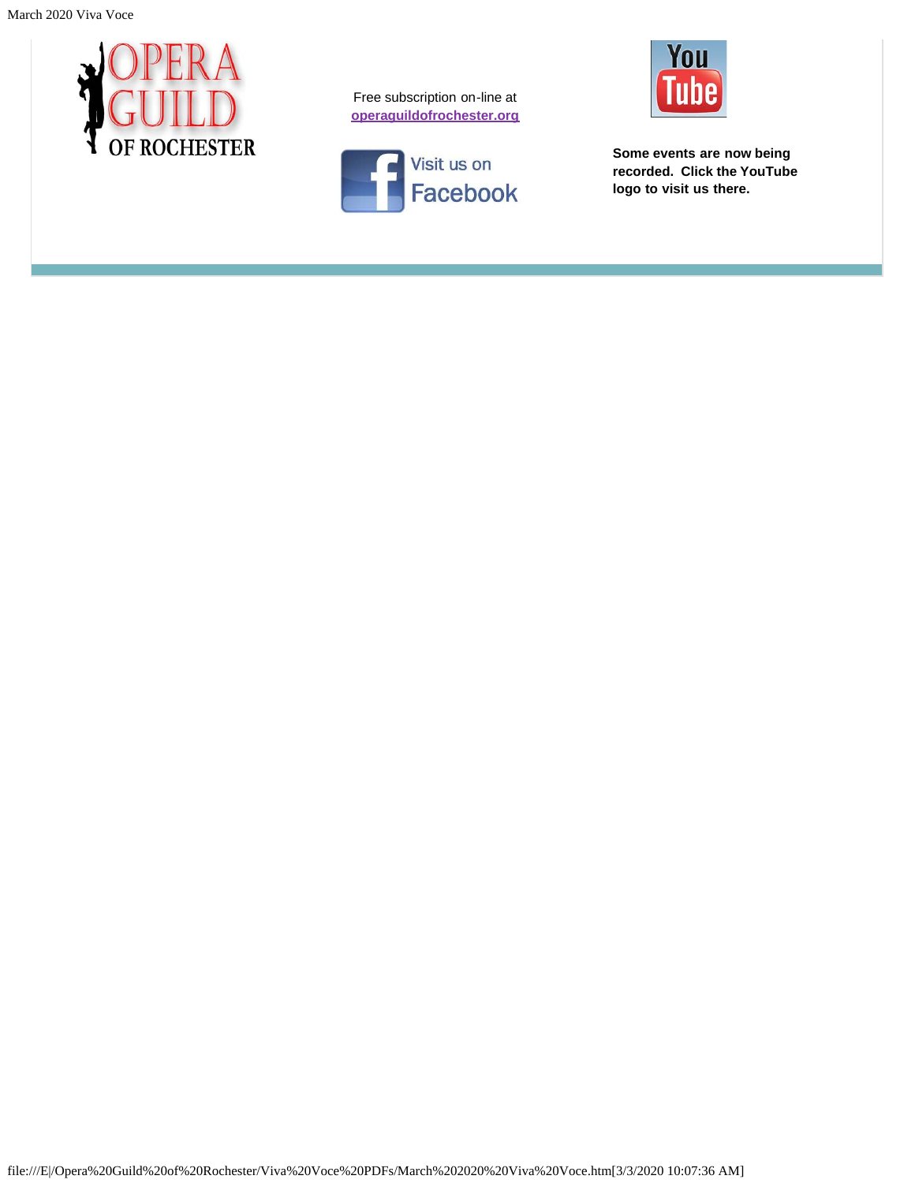OPERA GUILD OF ROCHESTER

Free subscription on-line at **operaguildofrochester.org**

Visit us on Facebook

**Some events are now being recorded. Click the YouTube logo to visit us there.**